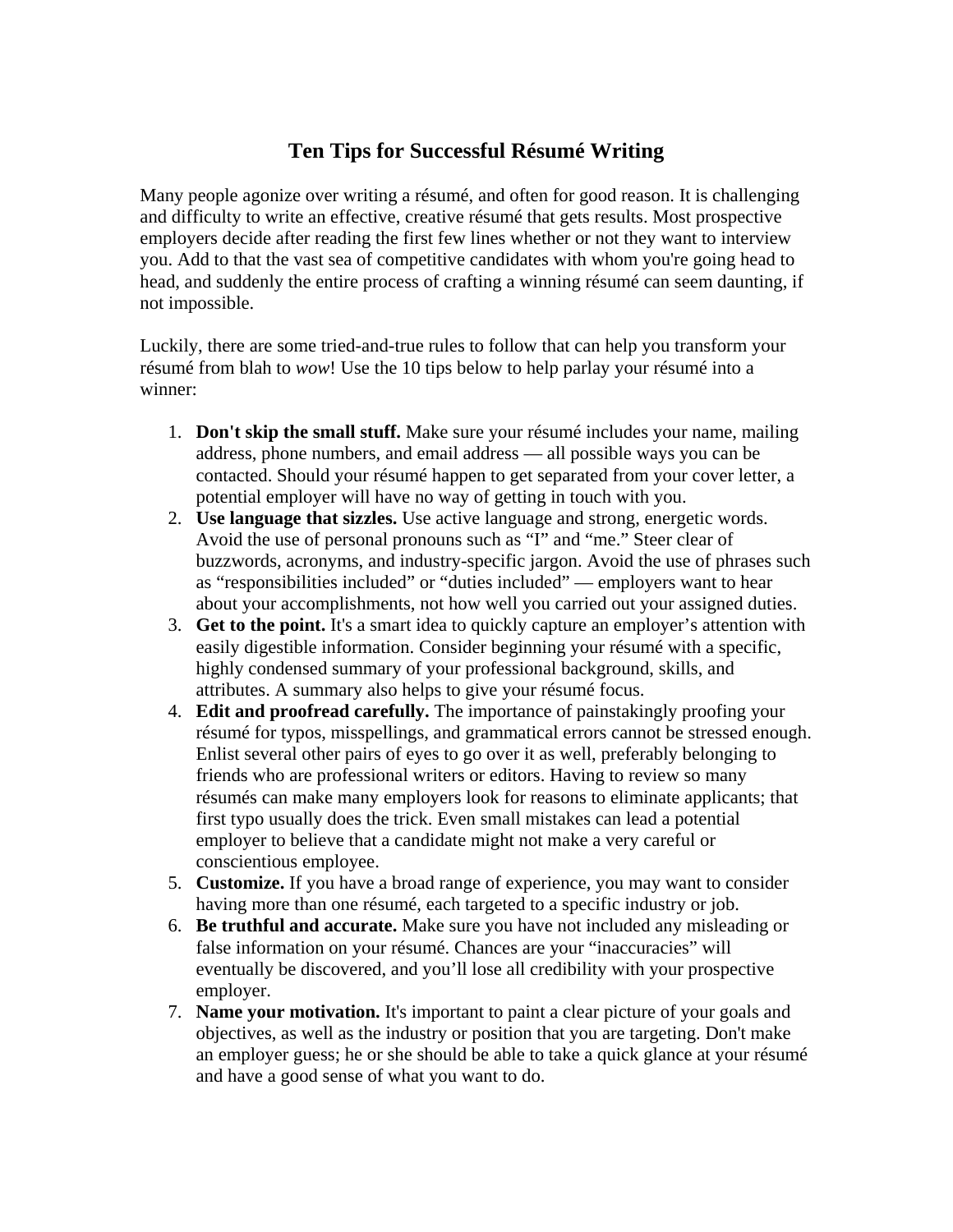# Ten Tips for Successful Résumé Writing

Many people agonize over writing a résumé, and often for good reason. It is challenging and difficulty to write an effective, creative résumé that gets results. Most prospective employers decide after reading the first few lines whether or not they want to interview you. Add to that the vast sea of competitive candidates with whom you're going head to head, and suddenly the entire process of crafting a winning résumé can seem daunting, if not impossible.

Luckily, there are some tried-and-true rules to follow that can help you transform your résumé from blah to *wow*! Use the 10 tips below to help parlay your résumé into a winner:

1. **Don't skip the small stuff.** Make sure your résumé includes your name, mailing address, phone numbers, and email address — all possible ways you can be contacted. Should your résumé happen to get separated from your cover letter, a potential employer will have no way of getting in touch with you.
2. **Use language that sizzles.** Use active language and strong, energetic words. Avoid the use of personal pronouns such as "I" and "me." Steer clear of buzzwords, acronyms, and industry-specific jargon. Avoid the use of phrases such as "responsibilities included" or "duties included" — employers want to hear about your accomplishments, not how well you carried out your assigned duties.
3. **Get to the point.** It's a smart idea to quickly capture an employer's attention with easily digestible information. Consider beginning your résumé with a specific, highly condensed summary of your professional background, skills, and attributes. A summary also helps to give your résumé focus.
4. **Edit and proofread carefully.** The importance of painstakingly proofing your résumé for typos, misspellings, and grammatical errors cannot be stressed enough. Enlist several other pairs of eyes to go over it as well, preferably belonging to friends who are professional writers or editors. Having to review so many résumés can make many employers look for reasons to eliminate applicants; that first typo usually does the trick. Even small mistakes can lead a potential employer to believe that a candidate might not make a very careful or conscientious employee.
5. **Customize.** If you have a broad range of experience, you may want to consider having more than one résumé, each targeted to a specific industry or job.
6. **Be truthful and accurate.** Make sure you have not included any misleading or false information on your résumé. Chances are your "inaccuracies" will eventually be discovered, and you'll lose all credibility with your prospective employer.
7. **Name your motivation.** It's important to paint a clear picture of your goals and objectives, as well as the industry or position that you are targeting. Don't make an employer guess; he or she should be able to take a quick glance at your résumé and have a good sense of what you want to do.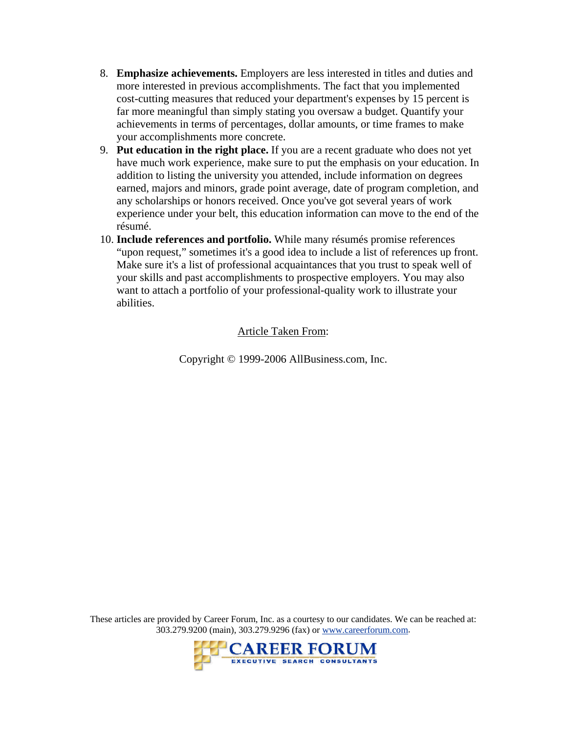8. **Emphasize achievements.** Employers are less interested in titles and duties and more interested in previous accomplishments. The fact that you implemented cost-cutting measures that reduced your department's expenses by 15 percent is far more meaningful than simply stating you oversaw a budget. Quantify your achievements in terms of percentages, dollar amounts, or time frames to make your accomplishments more concrete.
9. **Put education in the right place.** If you are a recent graduate who does not yet have much work experience, make sure to put the emphasis on your education. In addition to listing the university you attended, include information on degrees earned, majors and minors, grade point average, date of program completion, and any scholarships or honors received. Once you've got several years of work experience under your belt, this education information can move to the end of the résumé.
10. **Include references and portfolio.** While many résumés promise references "upon request," sometimes it's a good idea to include a list of references up front. Make sure it's a list of professional acquaintances that you trust to speak well of your skills and past accomplishments to prospective employers. You may also want to attach a portfolio of your professional-quality work to illustrate your abilities.

Article Taken From:

Copyright © 1999-2006 AllBusiness.com, Inc.

These articles are provided by Career Forum, Inc. as a courtesy to our candidates. We can be reached at: 303.279.9200 (main), 303.279.9296 (fax) or www.careerforum.com.

CAREER FORUM
EXECUTIVE SEARCH CONSULTANTS